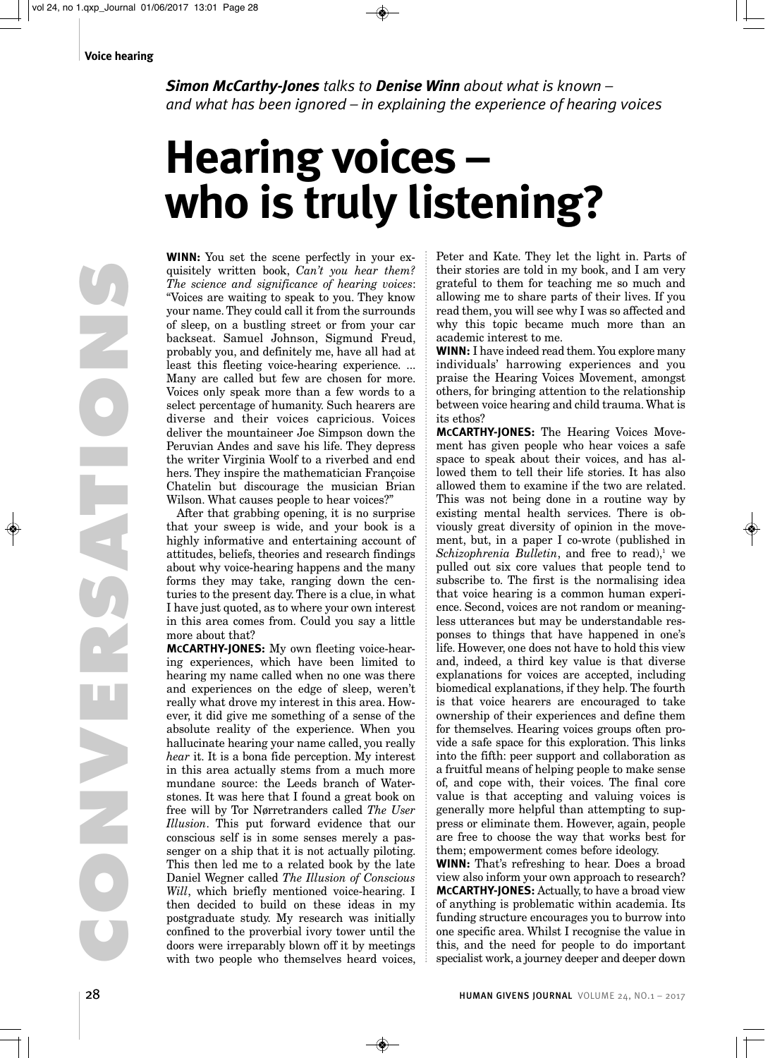*Simon McCarthy-Jones talks to Denise Winn about what is known – and what has been ignored – in explaining the experience of hearing voices*

# Hearing voices – who is truly listening?

**WINN:** You set the scene perfectly in your exquisitely written book, *Can't you hear them? The science and significance of hearing voices*: "Voices are waiting to speak to you. They know your name. They could call it from the surrounds of sleep, on a bustling street or from your car backseat. Samuel Johnson, Sigmund Freud, probably you, and definitely me, have all had at least this fleeting voice-hearing experience. ... Many are called but few are chosen for more. Voices only speak more than a few words to a select percentage of humanity. Such hearers are diverse and their voices capricious. Voices deliver the mountaineer Joe Simpson down the Peruvian Andes and save his life. They depress the writer Virginia Woolf to a riverbed and end hers. They inspire the mathematician Françoise Chatelin but discourage the musician Brian Wilson. What causes people to hear voices?"

After that grabbing opening, it is no surprise that your sweep is wide, and your book is a highly informative and entertaining account of attitudes, beliefs, theories and research findings about why voice-hearing happens and the many forms they may take, ranging down the centuries to the present day. There is a clue, in what I have just quoted, as to where your own interest in this area comes from. Could you say a little more about that?

**MCCARTHY-JONES:** My own fleeting voice-hearing experiences, which have been limited to hearing my name called when no one was there and experiences on the edge of sleep, weren't really what drove my interest in this area. However, it did give me something of a sense of the absolute reality of the experience. When you hallucinate hearing your name called, you really *hear* it. It is a bona fide perception. My interest in this area actually stems from a much more mundane source: the Leeds branch of Waterstones. It was here that I found a great book on free will by Tor Nørretranders called *The User Illusion*. This put forward evidence that our conscious self is in some senses merely a passenger on a ship that it is not actually piloting. This then led me to a related book by the late Daniel Wegner called *The Illusion of Conscious Will*, which briefly mentioned voice-hearing. I then decided to build on these ideas in my postgraduate study. My research was initially confined to the proverbial ivory tower until the doors were irreparably blown off it by meetings with two people who themselves heard voices, Peter and Kate. They let the light in. Parts of their stories are told in my book, and I am very grateful to them for teaching me so much and allowing me to share parts of their lives. If you read them, you will see why I was so affected and why this topic became much more than an academic interest to me.

**WINN:** I have indeed read them. You explore many individuals' harrowing experiences and you praise the Hearing Voices Movement, amongst others, for bringing attention to the relationship between voice hearing and child trauma. What is its ethos?

**MCCARTHY-JONES:** The Hearing Voices Movement has given people who hear voices a safe space to speak about their voices, and has allowed them to tell their life stories. It has also allowed them to examine if the two are related. This was not being done in a routine way by existing mental health services. There is obviously great diversity of opinion in the movement, but, in a paper I co-wrote (published in *Schizophrenia Bulletin*, and free to read),[1] we pulled out six core values that people tend to subscribe to. The first is the normalising idea that voice hearing is a common human experience. Second, voices are not random or meaningless utterances but may be understandable responses to things that have happened in one's life. However, one does not have to hold this view and, indeed, a third key value is that diverse explanations for voices are accepted, including biomedical explanations, if they help. The fourth is that voice hearers are encouraged to take ownership of their experiences and define them for themselves. Hearing voices groups often provide a safe space for this exploration. This links into the fifth: peer support and collaboration as a fruitful means of helping people to make sense of, and cope with, their voices. The final core value is that accepting and valuing voices is generally more helpful than attempting to suppress or eliminate them. However, again, people are free to choose the way that works best for them; empowerment comes before ideology.

**WINN:** That's refreshing to hear. Does a broad view also inform your own approach to research?

**MCCARTHY-JONES:** Actually, to have a broad view of anything is problematic within academia. Its funding structure encourages you to burrow into one specific area. Whilst I recognise the value in this, and the need for people to do important specialist work, a journey deeper and deeper down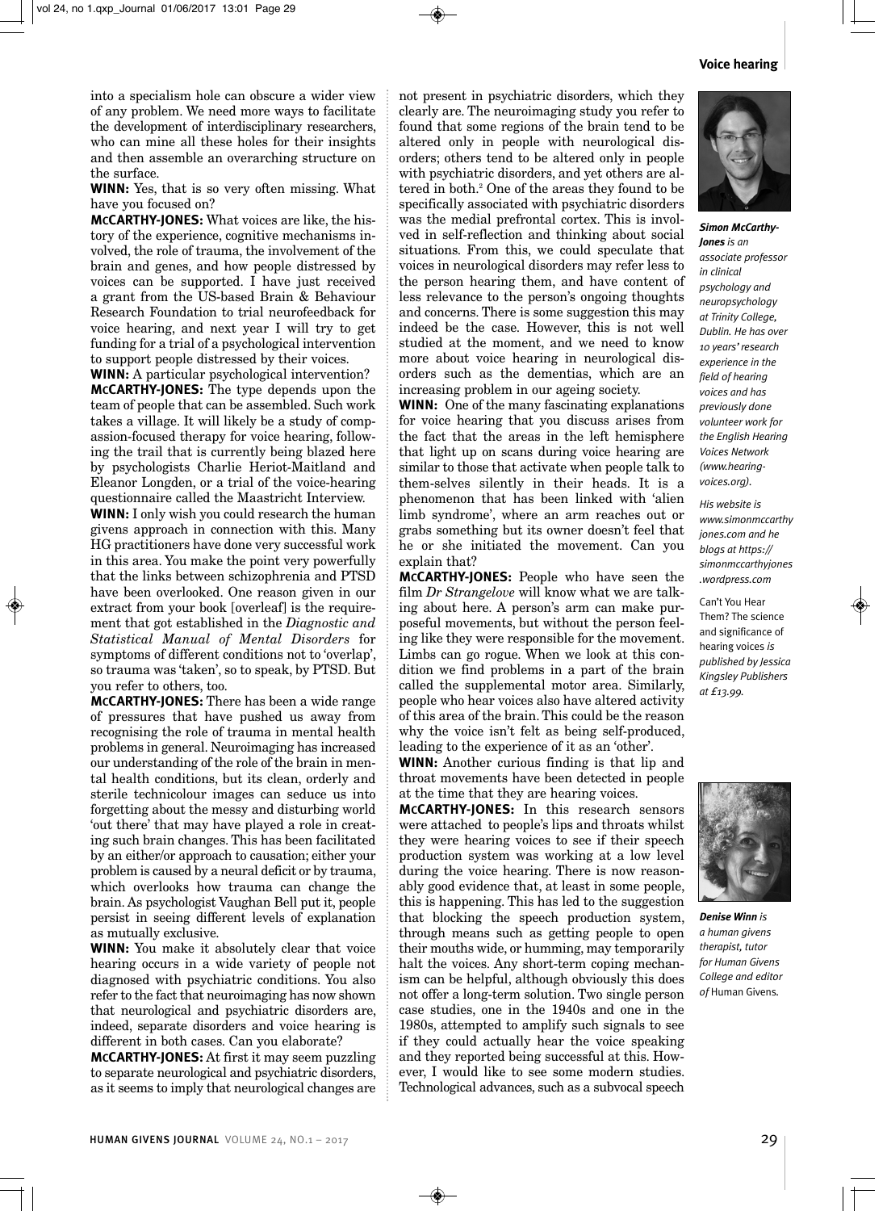into a specialism hole can obscure a wider view of any problem. We need more ways to facilitate the development of interdisciplinary researchers, who can mine all these holes for their insights and then assemble an overarching structure on the surface.

**WINN:** Yes, that is so very often missing. What have you focused on?

**MCCARTHY-JONES:** What voices are like, the history of the experience, cognitive mechanisms involved, the role of trauma, the involvement of the brain and genes, and how people distressed by voices can be supported. I have just received a grant from the US-based Brain & Behaviour Research Foundation to trial neurofeedback for voice hearing, and next year I will try to get funding for a trial of a psychological intervention to support people distressed by their voices.

**WINN:** A particular psychological intervention?

**MCCARTHY-JONES:** The type depends upon the team of people that can be assembled. Such work takes a village. It will likely be a study of compassion-focused therapy for voice hearing, following the trail that is currently being blazed here by psychologists Charlie Heriot-Maitland and Eleanor Longden, or a trial of the voice-hearing questionnaire called the Maastricht Interview.

**WINN:** I only wish you could research the human givens approach in connection with this. Many HG practitioners have done very successful work in this area. You make the point very powerfully that the links between schizophrenia and PTSD have been overlooked. One reason given in our extract from your book [overleaf] is the requirement that got established in the *Diagnostic and Statistical Manual of Mental Disorders* for symptoms of different conditions not to 'overlap', so trauma was 'taken', so to speak, by PTSD. But you refer to others, too.

**MCCARTHY-JONES:** There has been a wide range of pressures that have pushed us away from recognising the role of trauma in mental health problems in general. Neuroimaging has increased our understanding of the role of the brain in mental health conditions, but its clean, orderly and sterile technicolour images can seduce us into forgetting about the messy and disturbing world 'out there' that may have played a role in creating such brain changes. This has been facilitated by an either/or approach to causation; either your problem is caused by a neural deficit or by trauma, which overlooks how trauma can change the brain. As psychologist Vaughan Bell put it, people persist in seeing different levels of explanation as mutually exclusive.

**WINN:** You make it absolutely clear that voice hearing occurs in a wide variety of people not diagnosed with psychiatric conditions. You also refer to the fact that neuroimaging has now shown that neurological and psychiatric disorders are, indeed, separate disorders and voice hearing is different in both cases. Can you elaborate?

**MCCARTHY-JONES:** At first it may seem puzzling to separate neurological and psychiatric disorders, as it seems to imply that neurological changes are not present in psychiatric disorders, which they clearly are. The neuroimaging study you refer to found that some regions of the brain tend to be altered only in people with neurological disorders; others tend to be altered only in people with psychiatric disorders, and yet others are altered in both.[2] One of the areas they found to be specifically associated with psychiatric disorders was the medial prefrontal cortex. This is involved in self-reflection and thinking about social situations. From this, we could speculate that voices in neurological disorders may refer less to the person hearing them, and have content of less relevance to the person's ongoing thoughts and concerns. There is some suggestion this may indeed be the case. However, this is not well studied at the moment, and we need to know more about voice hearing in neurological disorders such as the dementias, which are an increasing problem in our ageing society.

**WINN:** One of the many fascinating explanations for voice hearing that you discuss arises from the fact that the areas in the left hemisphere that light up on scans during voice hearing are similar to those that activate when people talk to them-selves silently in their heads. It is a phenomenon that has been linked with 'alien limb syndrome', where an arm reaches out or grabs something but its owner doesn't feel that he or she initiated the movement. Can you explain that?

**MCCARTHY-JONES:** People who have seen the film *Dr Strangelove* will know what we are talking about here. A person's arm can make purposeful movements, but without the person feeling like they were responsible for the movement. Limbs can go rogue. When we look at this condition we find problems in a part of the brain called the supplemental motor area. Similarly, people who hear voices also have altered activity of this area of the brain. This could be the reason why the voice isn't felt as being self-produced, leading to the experience of it as an 'other'.

**WINN:** Another curious finding is that lip and throat movements have been detected in people at the time that they are hearing voices.

**MCCARTHY-JONES:** In this research sensors were attached to people's lips and throats whilst they were hearing voices to see if their speech production system was working at a low level during the voice hearing. There is now reasonably good evidence that, at least in some people, this is happening. This has led to the suggestion that blocking the speech production system, through means such as getting people to open their mouths wide, or humming, may temporarily halt the voices. Any short-term coping mechanism can be helpful, although obviously this does not offer a long-term solution. Two single person case studies, one in the 1940s and one in the 1980s, attempted to amplify such signals to see if they could actually hear the voice speaking and they reported being successful at this. However, I would like to see some modern studies. Technological advances, such as a subvocal speech

***Simon McCarthy-Jones*** *is an associate professor in clinical psychology and neuropsychology at Trinity College, Dublin. He has over 10 years' research experience in the field of hearing voices and has previously done volunteer work for the English Hearing Voices Network (www.hearing-voices.org).*

*His website is www.simonmccarthyjones.com and he blogs at https://simonmccarthyjones.wordpress.com*

Can't You Hear Them? The science and significance of hearing voices *is published by Jessica Kingsley Publishers at £13.99.*

***Denise Winn*** *is a human givens therapist, tutor for Human Givens College and editor of* Human Givens.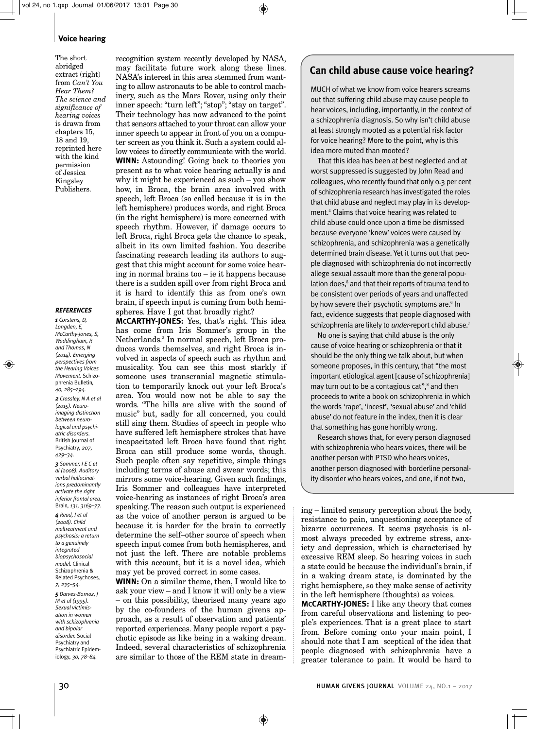The short abridged extract (right) from *Can't You Hear Them? The science and significance of hearing voices* is drawn from chapters 15, 18 and 19, reprinted here with the kind permission of Jessica Kingsley Publishers.

recognition system recently developed by NASA, may facilitate future work along these lines. NASA's interest in this area stemmed from wanting to allow astronauts to be able to control machinery, such as the Mars Rover, using only their inner speech: "turn left"; "stop"; "stay on target". Their technology has now advanced to the point that sensors attached to your throat can allow your inner speech to appear in front of you on a computer screen as you think it. Such a system could allow voices to directly communicate with the world.

**WINN:** Astounding! Going back to theories you present as to what voice hearing actually is and why it might be experienced as such – you show how, in Broca, the brain area involved with speech, left Broca (so called because it is in the left hemisphere) produces words, and right Broca (in the right hemisphere) is more concerned with speech rhythm. However, if damage occurs to left Broca, right Broca gets the chance to speak, albeit in its own limited fashion. You describe fascinating research leading its authors to suggest that this might account for some voice hearing in normal brains too – ie it happens because there is a sudden spill over from right Broca and it is hard to identify this as from one's own brain, if speech input is coming from both hemispheres. Have I got that broadly right?

**McCARTHY-JONES:** Yes, that's right. This idea has come from Iris Sommer's group in the Netherlands.[3] In normal speech, left Broca produces words themselves, and right Broca is involved in aspects of speech such as rhythm and musicality. You can see this most starkly if someone uses transcranial magnetic stimulation to temporarily knock out your left Broca's area. You would now not be able to say the words. "The hills are alive with the sound of music" but, sadly for all concerned, you could still sing them. Studies of speech in people who have suffered left hemisphere strokes that have incapacitated left Broca have found that right Broca can still produce some words, though. Such people often say repetitive, simple things including terms of abuse and swear words; this mirrors some voice-hearing. Given such findings, Iris Sommer and colleagues have interpreted voice-hearing as instances of right Broca's area speaking. The reason such output is experienced as the voice of another person is argued to be because it is harder for the brain to correctly determine the self–other source of speech when speech input comes from both hemispheres, and not just the left. There are notable problems with this account, but it is a novel idea, which may yet be proved correct in some cases.

**WINN:** On a similar theme, then, I would like to ask your view – and I know it will only be a view – on this possibility, theorised many years ago by the co-founders of the human givens approach, as a result of observation and patients' reported experiences. Many people report a psychotic episode as like being in a waking dream. Indeed, several characteristics of schizophrenia are similar to those of the REM state in dreaming – limited sensory perception about the body, resistance to pain, unquestioning acceptance of bizarre occurrences. It seems psychosis is almost always preceded by extreme stress, anxiety and depression, which is characterised by excessive REM sleep. So hearing voices in such a state could be because the individual's brain, if in a waking dream state, is dominated by the right hemisphere, so they make sense of activity in the left hemisphere (thoughts) as voices.

**McCARTHY-JONES:** I like any theory that comes from careful observations and listening to people's experiences. That is a great place to start from. Before coming onto your main point, I should note that I am sceptical of the idea that people diagnosed with schizophrenia have a greater tolerance to pain. It would be hard to

## Can child abuse cause voice hearing?

MUCH of what we know from voice hearers screams out that suffering child abuse may cause people to hear voices, including, importantly, in the context of a schizophrenia diagnosis. So why isn't child abuse at least strongly mooted as a potential risk factor for voice hearing? More to the point, why is this idea more muted than mooted?

That this idea has been at best neglected and at worst suppressed is suggested by John Read and colleagues, who recently found that only 0.3 per cent of schizophrenia research has investigated the roles that child abuse and neglect may play in its development.[4] Claims that voice hearing was related to child abuse could once upon a time be dismissed because everyone 'knew' voices were caused by schizophrenia, and schizophrenia was a genetically determined brain disease. Yet it turns out that people diagnosed with schizophrenia do not incorrectly allege sexual assault more than the general population does,[5] and that their reports of trauma tend to be consistent over periods of years and unaffected by how severe their psychotic symptoms are.[6] In fact, evidence suggests that people diagnosed with schizophrenia are likely to *under*-report child abuse.[7]

No one is saying that child abuse is the only cause of voice hearing or schizophrenia or that it should be the only thing we talk about, but when someone proposes, in this century, that "the most important etiological agent [cause of schizophrenia] may turn out to be a contagious cat",[8] and then proceeds to write a book on schizophrenia in which the words 'rape', 'incest', 'sexual abuse' and 'child abuse' do not feature in the index, then it is clear that something has gone horribly wrong.

Research shows that, for every person diagnosed with schizophrenia who hears voices, there will be another person with PTSD who hears voices, another person diagnosed with borderline personality disorder who hears voices, and one, if not two,

### REFERENCES

1 Corstens, D, Longden, E, McCarthy-Jones, S, Waddingham, R and Thomas, N (2014). *Emerging perspectives from the Hearing Voices Movement.* Schizophrenia Bulletin, 40, 285–294.

2 Crossley, N A et al (2015). *Neuroimaging distinction between neurological and psychiatric disorders.* British Journal of Psychiatry, 207, 429–34.

3 Sommer, I E C et al (2008). *Auditory verbal hallucinations predominantly activate the right inferior frontal area.* Brain, 131, 3169–77.

4 Read, J et al (2008). *Child maltreatment and psychosis: a return to a genuinely integrated biopsychosocial model.* Clinical Schizophrenia & Related Psychoses, 7, 235–54.

5 Darves-Bornoz, J M et al (1995). *Sexual victimisation in women with schizophrenia and bipolar disorder.* Social Psychiatry and Psychiatric Epidemiology, 30, 78–84.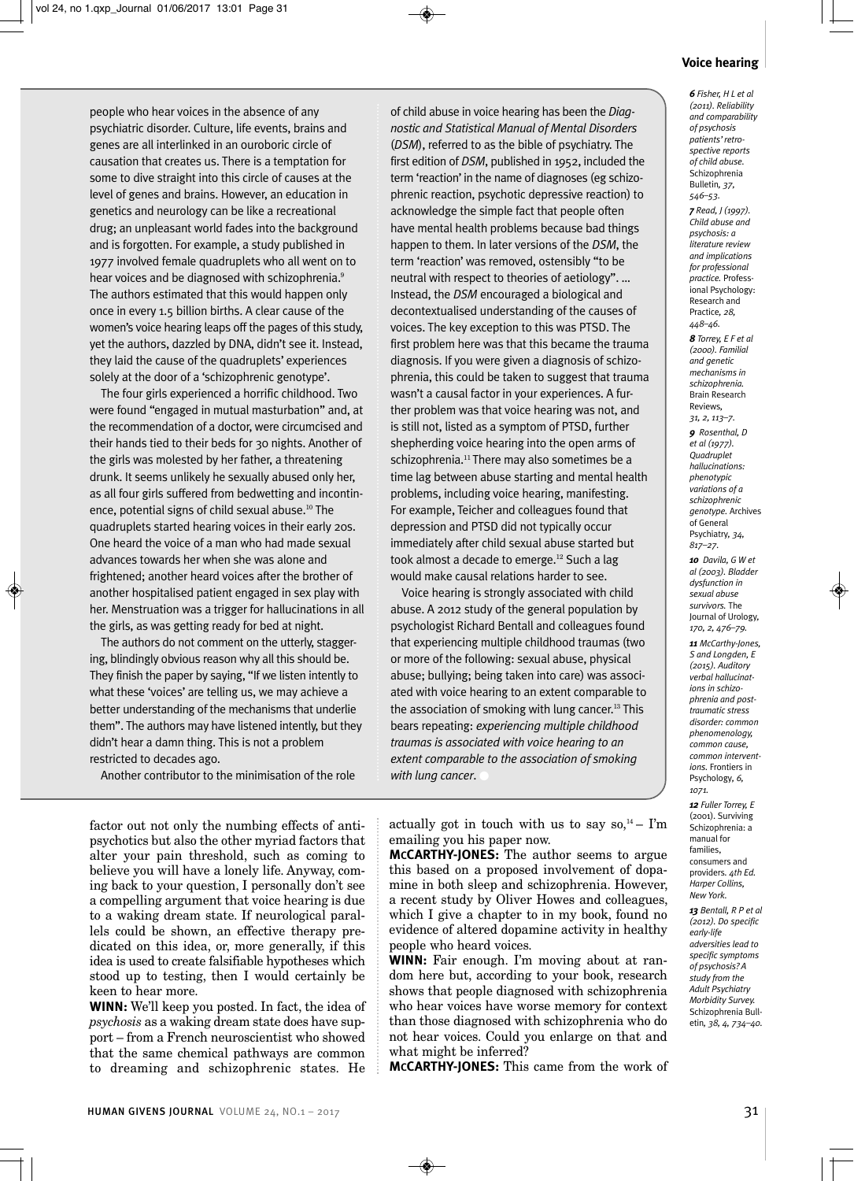people who hear voices in the absence of any psychiatric disorder. Culture, life events, brains and genes are all interlinked in an ouroboric circle of causation that creates us. There is a temptation for some to dive straight into this circle of causes at the level of genes and brains. However, an education in genetics and neurology can be like a recreational drug; an unpleasant world fades into the background and is forgotten. For example, a study published in 1977 involved female quadruplets who all went on to hear voices and be diagnosed with schizophrenia.[9] The authors estimated that this would happen only once in every 1.5 billion births. A clear cause of the women's voice hearing leaps off the pages of this study, yet the authors, dazzled by DNA, didn't see it. Instead, they laid the cause of the quadruplets' experiences solely at the door of a 'schizophrenic genotype'.

The four girls experienced a horrific childhood. Two were found "engaged in mutual masturbation" and, at the recommendation of a doctor, were circumcised and their hands tied to their beds for 30 nights. Another of the girls was molested by her father, a threatening drunk. It seems unlikely he sexually abused only her, as all four girls suffered from bedwetting and incontinence, potential signs of child sexual abuse.[10] The quadruplets started hearing voices in their early 20s. One heard the voice of a man who had made sexual advances towards her when she was alone and frightened; another heard voices after the brother of another hospitalised patient engaged in sex play with her. Menstruation was a trigger for hallucinations in all the girls, as was getting ready for bed at night.

The authors do not comment on the utterly, staggering, blindingly obvious reason why all this should be. They finish the paper by saying, "If we listen intently to what these 'voices' are telling us, we may achieve a better understanding of the mechanisms that underlie them". The authors may have listened intently, but they didn't hear a damn thing. This is not a problem restricted to decades ago.

Another contributor to the minimisation of the role of child abuse in voice hearing has been the *Diagnostic and Statistical Manual of Mental Disorders* (*DSM*), referred to as the bible of psychiatry. The first edition of *DSM*, published in 1952, included the term 'reaction' in the name of diagnoses (eg schizophrenic reaction, psychotic depressive reaction) to acknowledge the simple fact that people often have mental health problems because bad things happen to them. In later versions of the *DSM*, the term 'reaction' was removed, ostensibly "to be neutral with respect to theories of aetiology". ... Instead, the *DSM* encouraged a biological and decontextualised understanding of the causes of voices. The key exception to this was PTSD. The first problem here was that this became the trauma diagnosis. If you were given a diagnosis of schizophrenia, this could be taken to suggest that trauma wasn't a causal factor in your experiences. A further problem was that voice hearing was not, and is still not, listed as a symptom of PTSD, further shepherding voice hearing into the open arms of schizophrenia.[11] There may also sometimes be a time lag between abuse starting and mental health problems, including voice hearing, manifesting. For example, Teicher and colleagues found that depression and PTSD did not typically occur immediately after child sexual abuse started but took almost a decade to emerge.[12] Such a lag would make causal relations harder to see.

Voice hearing is strongly associated with child abuse. A 2012 study of the general population by psychologist Richard Bentall and colleagues found that experiencing multiple childhood traumas (two or more of the following: sexual abuse, physical abuse; bullying; being taken into care) was associated with voice hearing to an extent comparable to the association of smoking with lung cancer.[13] This bears repeating: *experiencing multiple childhood traumas is associated with voice hearing to an extent comparable to the association of smoking with lung cancer.*

factor out not only the numbing effects of antipsychotics but also the other myriad factors that alter your pain threshold, such as coming to believe you will have a lonely life. Anyway, coming back to your question, I personally don't see a compelling argument that voice hearing is due to a waking dream state. If neurological parallels could be shown, an effective therapy predicated on this idea, or, more generally, if this idea is used to create falsifiable hypotheses which stood up to testing, then I would certainly be keen to hear more.

**WINN:** We'll keep you posted. In fact, the idea of *psychosis* as a waking dream state does have support – from a French neuroscientist who showed that the same chemical pathways are common to dreaming and schizophrenic states. He actually got in touch with us to say so,[14] – I'm emailing you his paper now.

**MCCARTHY-JONES:** The author seems to argue this based on a proposed involvement of dopamine in both sleep and schizophrenia. However, a recent study by Oliver Howes and colleagues, which I give a chapter to in my book, found no evidence of altered dopamine activity in healthy people who heard voices.

**WINN:** Fair enough. I'm moving about at random here but, according to your book, research shows that people diagnosed with schizophrenia who hear voices have worse memory for context than those diagnosed with schizophrenia who do not hear voices. Could you enlarge on that and what might be inferred?

**MCCARTHY-JONES:** This came from the work of

*6* Fisher, H L et al (2011). Reliability and comparability of psychosis patients' retrospective reports of child abuse. Schizophrenia Bulletin, 37, 546–53.

*7* Read, J (1997). Child abuse and psychosis: a literature review and implications for professional practice. Professional Psychology: Research and Practice, 28, 448–46.

*8* Torrey, E F et al (2000). Familial and genetic mechanisms in schizophrenia. Brain Research Reviews, 31, 2, 113–7.

*9* Rosenthal, D et al (1977). Quadruplet hallucinations: phenotypic variations of a schizophrenic genotype. Archives of General Psychiatry, 34, 817–27.

*10* Davila, G W et al (2003). Bladder dysfunction in sexual abuse survivors. The Journal of Urology, 170, 2, 476–79.

*11* McCarthy-Jones, S and Longden, E (2015). Auditory verbal hallucinations in schizophrenia and post-traumatic stress disorder: common phenomenology, common cause, common interventions. Frontiers in Psychology, 6, 1071.

*12* Fuller Torrey, E (2001). Surviving Schizophrenia: a manual for families, consumers and providers. 4th Ed. Harper Collins, New York.

*13* Bentall, R P et al (2012). Do specific early-life adversities lead to specific symptoms of psychosis? A study from the Adult Psychiatry Morbidity Survey. Schizophrenia Bulletin, 38, 4, 734–40.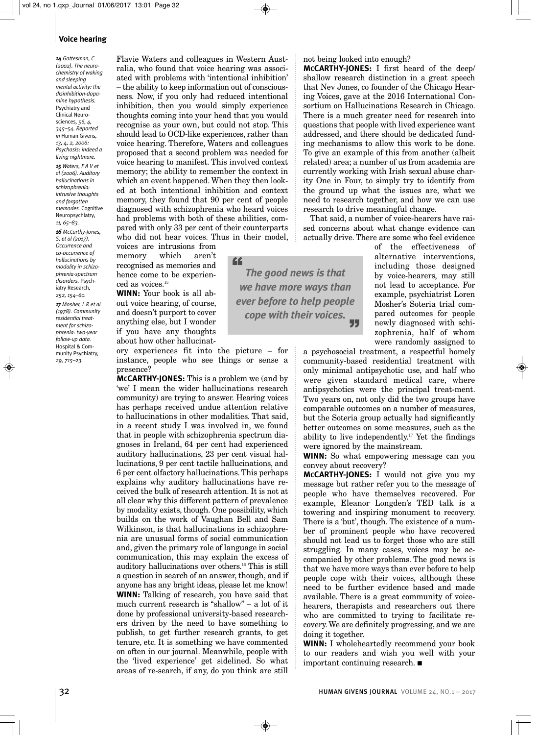Flavie Waters and colleagues in Western Australia, who found that voice hearing was associated with problems with 'intentional inhibition' – the ability to keep information out of consciousness. Now, if you only had reduced intentional inhibition, then you would simply experience thoughts coming into your head that you would recognise as your own, but could not stop. This should lead to OCD-like experiences, rather than voice hearing. Therefore, Waters and colleagues proposed that a second problem was needed for voice hearing to manifest. This involved context memory; the ability to remember the context in which an event happened. When they then looked at both intentional inhibition and context memory, they found that 90 per cent of people diagnosed with schizophrenia who heard voices had problems with both of these abilities, compared with only 33 per cent of their counterparts who did not hear voices. Thus in their model, voices are intrusions from memory which aren't recognised as memories and hence come to be experienced as voices.[15]

**WINN:** Your book is all about voice hearing, of course, and doesn't purport to cover anything else, but I wonder if you have any thoughts about how other hallucinatory experiences fit into the picture – for instance, people who see things or sense a presence?

**McCARTHY-JONES:** This is a problem we (and by 'we' I mean the wider hallucinations research community) are trying to answer. Hearing voices has perhaps received undue attention relative to hallucinations in other modalities. That said, in a recent study I was involved in, we found that in people with schizophrenia spectrum diagnoses in Ireland, 64 per cent had experienced auditory hallucinations, 23 per cent visual hallucinations, 9 per cent tactile hallucinations, and 6 per cent olfactory hallucinations. This perhaps explains why auditory hallucinations have received the bulk of research attention. It is not at all clear why this different pattern of prevalence by modality exists, though. One possibility, which builds on the work of Vaughan Bell and Sam Wilkinson, is that hallucinations in schizophrenia are unusual forms of social communication and, given the primary role of language in social communication, this may explain the excess of auditory hallucinations over others.[16] This is still a question in search of an answer, though, and if anyone has any bright ideas, please let me know!

**WINN:** Talking of research, you have said that much current research is "shallow" – a lot of it done by professional university-based researchers driven by the need to have something to publish, to get further research grants, to get tenure, etc. It is something we have commented on often in our journal. Meanwhile, people with the 'lived experience' get sidelined. So what areas of re-search, if any, do you think are still not being looked into enough?

**McCARTHY-JONES:** I first heard of the deep/shallow research distinction in a great speech that Nev Jones, co founder of the Chicago Hearing Voices, gave at the 2016 International Consortium on Hallucinations Research in Chicago. There is a much greater need for research into questions that people with lived experience want addressed, and there should be dedicated funding mechanisms to allow this work to be done. To give an example of this from another (albeit related) area; a number of us from academia are currently working with Irish sexual abuse charity One in Four, to simply try to identify from the ground up what the issues are, what we need to research together, and how we can use research to drive meaningful change.

That said, a number of voice-hearers have raised concerns about what change evidence can actually drive. There are some who feel evidence of the effectiveness of alternative interventions, including those designed by voice-hearers, may still not lead to acceptance. For example, psychiatrist Loren Mosher's Soteria trial compared outcomes for people newly diagnosed with schizophrenia, half of whom were randomly assigned to a psychosocial treatment, a respectful homely community-based residential treatment with only minimal antipsychotic use, and half who were given standard medical care, where antipsychotics were the principal treat-ment. Two years on, not only did the two groups have comparable outcomes on a number of measures, but the Soteria group actually had significantly better outcomes on some measures, such as the ability to live independently.[17] Yet the findings were ignored by the mainstream.

> "The good news is that we have more ways than ever before to help people cope with their voices."

**WINN:** So what empowering message can you convey about recovery?

**McCARTHY-JONES:** I would not give you my message but rather refer you to the message of people who have themselves recovered. For example, Eleanor Longden's TED talk is a towering and inspiring monument to recovery. There is a 'but', though. The existence of a number of prominent people who have recovered should not lead us to forget those who are still struggling. In many cases, voices may be accompanied by other problems. The good news is that we have more ways than ever before to help people cope with their voices, although these need to be further evidence based and made available. There is a great community of voice-hearers, therapists and researchers out there who are committed to trying to facilitate recovery. We are definitely progressing, and we are doing it together.

**WINN:** I wholeheartedly recommend your book to our readers and wish you well with your important continuing research. ■

---

*14 Gottesman, C (2002). The neurochemistry of waking and sleeping mental activity: the disinhibition-dopamine hypothesis.* Psychiatry and Clinical Neurosciences, *56, 4, 345–54. Reported in* Human Givens, *13, 4, 2, 2006: Psychosis: indeed a living nightmare.*

*15 Waters, F A V et al (2006). Auditory hallucinations in schizophrenia: intrusive thoughts and forgotten memories.* Cognitive Neuropsychiatry, *11, 65–83.*

*16 McCarthy-Jones, S, et al (2017). Occurrence and co-occurrence of hallucinations by modality in schizophrenia-spectrum disorders.* Psychiatry Research, *252, 154–60.*

*17 Mosher, L R et al (1978). Community residential treatment for schizophrenia: two-year follow-up data.* Hospital & Community Psychiatry, *29, 715–23.*